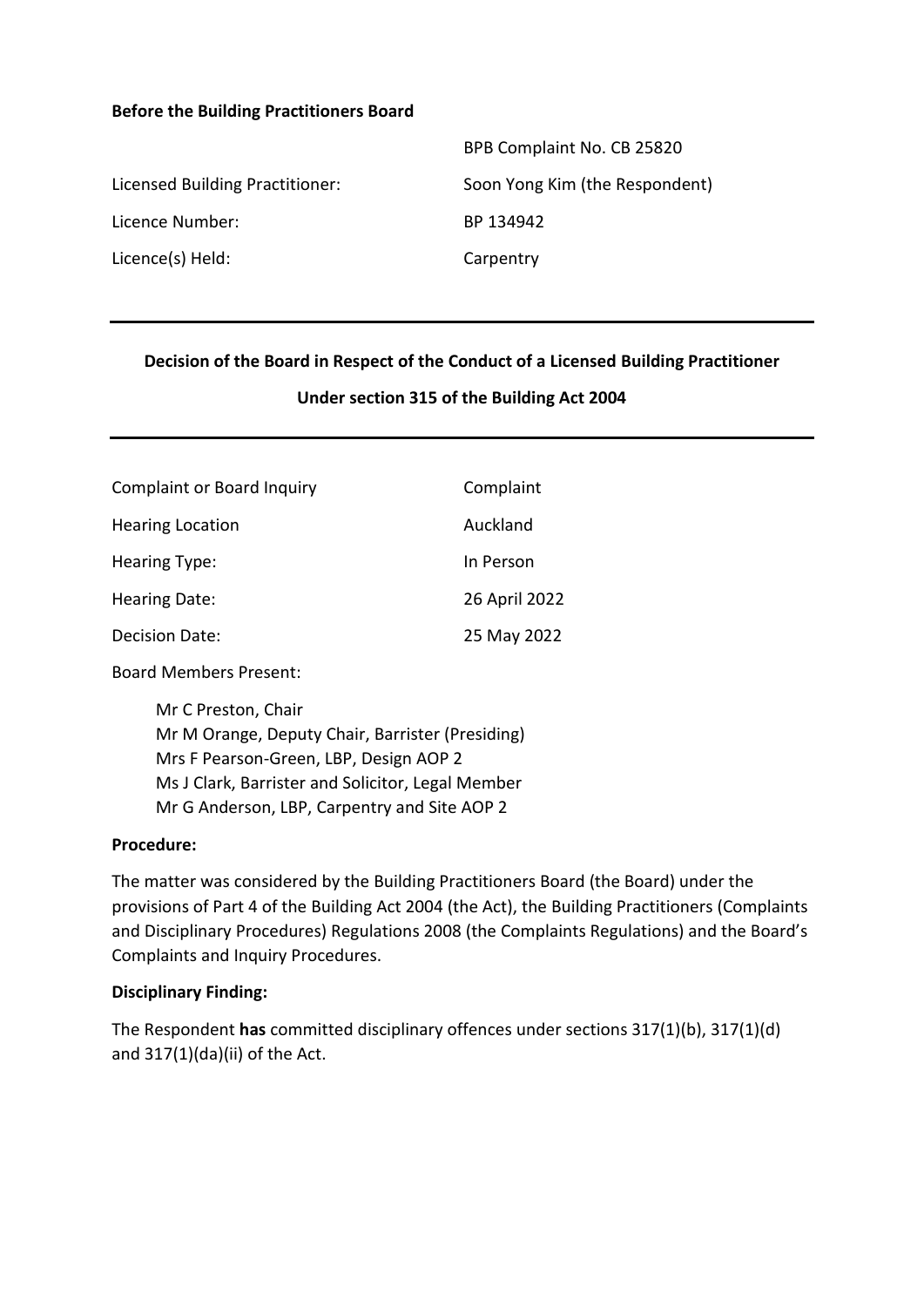**Before the Building Practitioners Board**

| | |
|---|---|
| | BPB Complaint No. CB 25820 |
| Licensed Building Practitioner: | Soon Yong Kim (the Respondent) |
| Licence Number: | BP 134942 |
| Licence(s) Held: | Carpentry |

---

**Decision of the Board in Respect of the Conduct of a Licensed Building Practitioner**

**Under section 315 of the Building Act 2004**

---

| | |
|---|---|
| Complaint or Board Inquiry | Complaint |
| Hearing Location | Auckland |
| Hearing Type: | In Person |
| Hearing Date: | 26 April 2022 |
| Decision Date: | 25 May 2022 |

Board Members Present:

Mr C Preston, Chair
Mr M Orange, Deputy Chair, Barrister (Presiding)
Mrs F Pearson-Green, LBP, Design AOP 2
Ms J Clark, Barrister and Solicitor, Legal Member
Mr G Anderson, LBP, Carpentry and Site AOP 2

**Procedure:**

The matter was considered by the Building Practitioners Board (the Board) under the provisions of Part 4 of the Building Act 2004 (the Act), the Building Practitioners (Complaints and Disciplinary Procedures) Regulations 2008 (the Complaints Regulations) and the Board's Complaints and Inquiry Procedures.

**Disciplinary Finding:**

The Respondent **has** committed disciplinary offences under sections 317(1)(b), 317(1)(d) and 317(1)(da)(ii) of the Act.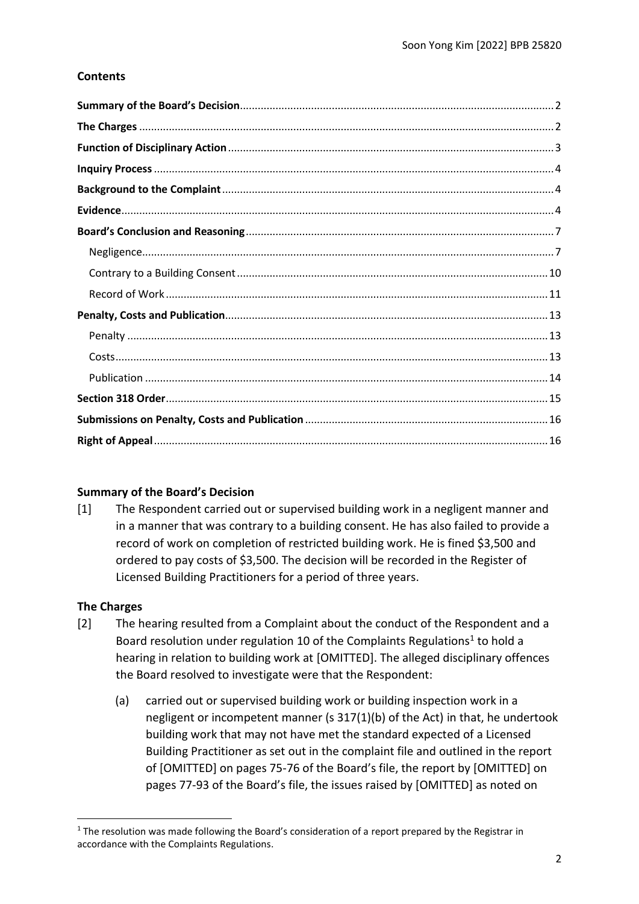## Contents

- **Summary of the Board's Decision** ..... 2
- **The Charges** ..... 2
- **Function of Disciplinary Action** ..... 3
- **Inquiry Process** ..... 4
- **Background to the Complaint** ..... 4
- **Evidence** ..... 4
- **Board's Conclusion and Reasoning** ..... 7
  - Negligence ..... 7
  - Contrary to a Building Consent ..... 10
  - Record of Work ..... 11
- **Penalty, Costs and Publication** ..... 13
  - Penalty ..... 13
  - Costs ..... 13
  - Publication ..... 14
- **Section 318 Order** ..... 15
- **Submissions on Penalty, Costs and Publication** ..... 16
- **Right of Appeal** ..... 16

## Summary of the Board's Decision

[1] The Respondent carried out or supervised building work in a negligent manner and in a manner that was contrary to a building consent. He has also failed to provide a record of work on completion of restricted building work. He is fined $3,500 and ordered to pay costs of $3,500. The decision will be recorded in the Register of Licensed Building Practitioners for a period of three years.

## The Charges

[2] The hearing resulted from a Complaint about the conduct of the Respondent and a Board resolution under regulation 10 of the Complaints Regulations[1] to hold a hearing in relation to building work at [OMITTED]. The alleged disciplinary offences the Board resolved to investigate were that the Respondent:

(a) carried out or supervised building work or building inspection work in a negligent or incompetent manner (s 317(1)(b) of the Act) in that, he undertook building work that may not have met the standard expected of a Licensed Building Practitioner as set out in the complaint file and outlined in the report of [OMITTED] on pages 75-76 of the Board's file, the report by [OMITTED] on pages 77-93 of the Board's file, the issues raised by [OMITTED] as noted on

[1] The resolution was made following the Board's consideration of a report prepared by the Registrar in accordance with the Complaints Regulations.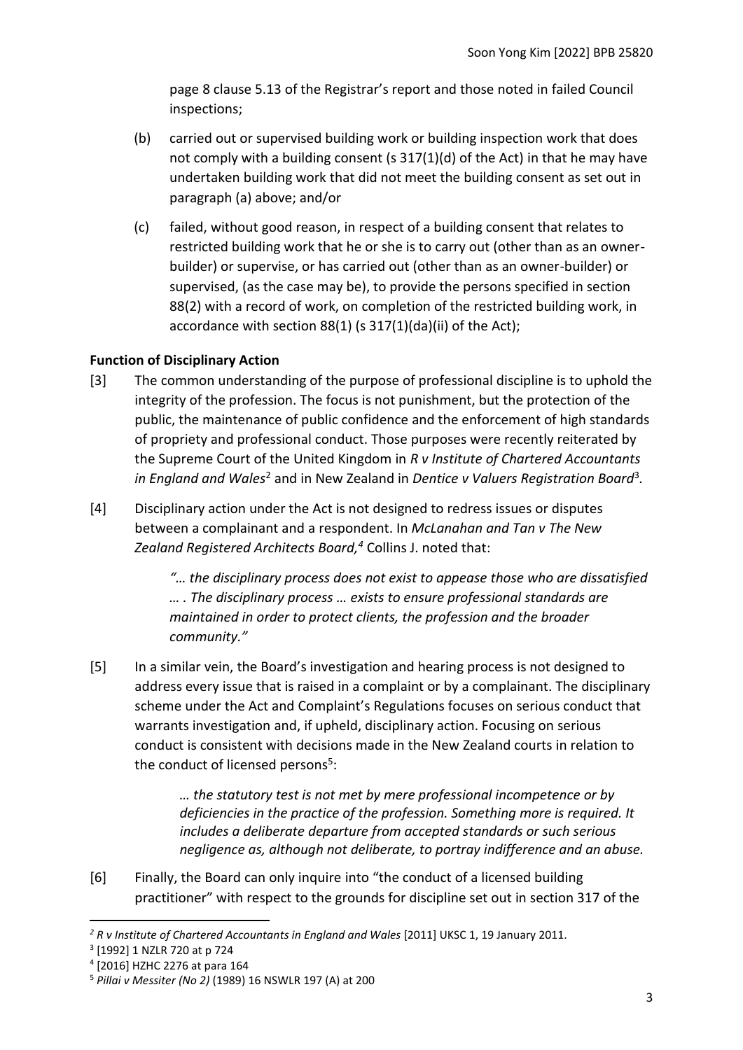page 8 clause 5.13 of the Registrar's report and those noted in failed Council inspections;

(b) carried out or supervised building work or building inspection work that does not comply with a building consent (s 317(1)(d) of the Act) in that he may have undertaken building work that did not meet the building consent as set out in paragraph (a) above; and/or

(c) failed, without good reason, in respect of a building consent that relates to restricted building work that he or she is to carry out (other than as an owner-builder) or supervise, or has carried out (other than as an owner-builder) or supervised, (as the case may be), to provide the persons specified in section 88(2) with a record of work, on completion of the restricted building work, in accordance with section 88(1) (s 317(1)(da)(ii) of the Act);

## Function of Disciplinary Action

[3] The common understanding of the purpose of professional discipline is to uphold the integrity of the profession. The focus is not punishment, but the protection of the public, the maintenance of public confidence and the enforcement of high standards of propriety and professional conduct. Those purposes were recently reiterated by the Supreme Court of the United Kingdom in *R v Institute of Chartered Accountants in England and Wales*[2] and in New Zealand in *Dentice v Valuers Registration Board*[3].

[4] Disciplinary action under the Act is not designed to redress issues or disputes between a complainant and a respondent. In *McLanahan and Tan v The New Zealand Registered Architects Board,*[4] Collins J. noted that:

> *"… the disciplinary process does not exist to appease those who are dissatisfied … . The disciplinary process … exists to ensure professional standards are maintained in order to protect clients, the profession and the broader community."*

[5] In a similar vein, the Board's investigation and hearing process is not designed to address every issue that is raised in a complaint or by a complainant. The disciplinary scheme under the Act and Complaint's Regulations focuses on serious conduct that warrants investigation and, if upheld, disciplinary action. Focusing on serious conduct is consistent with decisions made in the New Zealand courts in relation to the conduct of licensed persons[5]:

> *… the statutory test is not met by mere professional incompetence or by deficiencies in the practice of the profession. Something more is required. It includes a deliberate departure from accepted standards or such serious negligence as, although not deliberate, to portray indifference and an abuse.*

[6] Finally, the Board can only inquire into "the conduct of a licensed building practitioner" with respect to the grounds for discipline set out in section 317 of the

---

[2] *R v Institute of Chartered Accountants in England and Wales* [2011] UKSC 1, 19 January 2011.

[3] [1992] 1 NZLR 720 at p 724

[4] [2016] HZHC 2276 at para 164

[5] *Pillai v Messiter (No 2)* (1989) 16 NSWLR 197 (A) at 200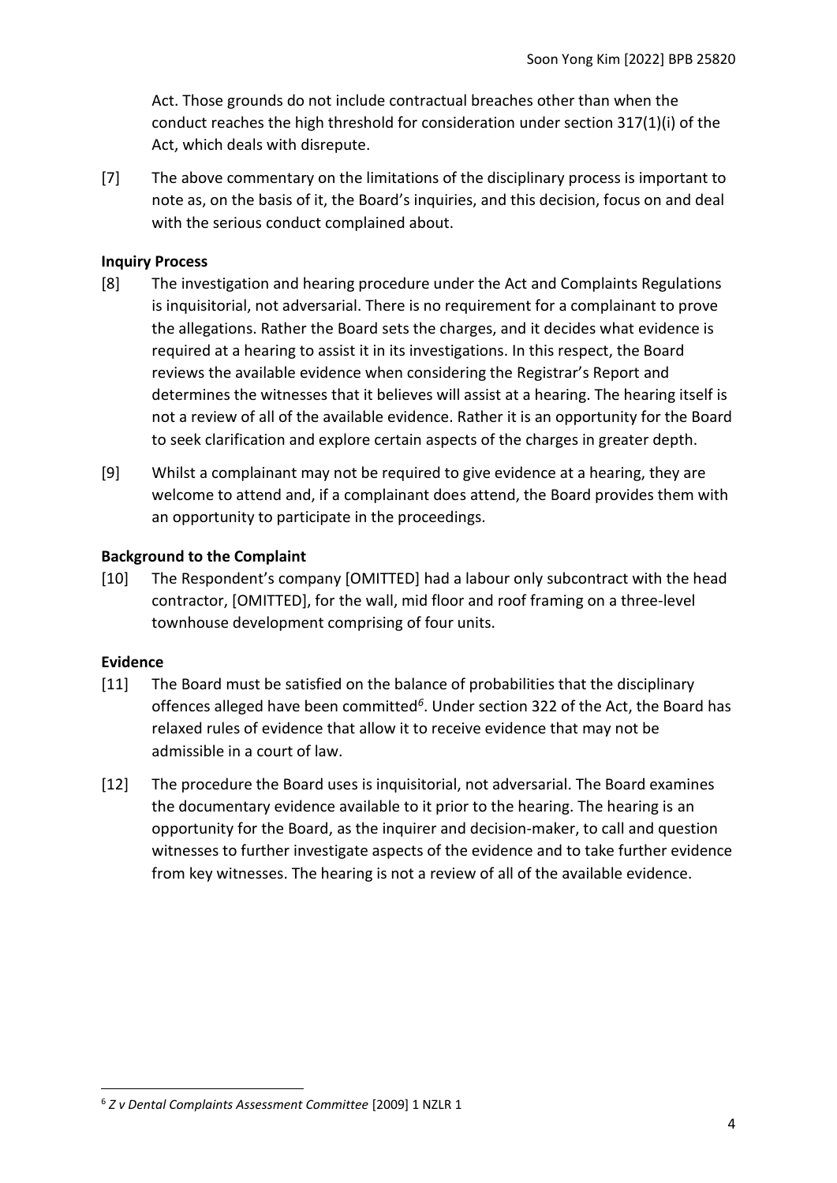Act. Those grounds do not include contractual breaches other than when the conduct reaches the high threshold for consideration under section 317(1)(i) of the Act, which deals with disrepute.

[7] The above commentary on the limitations of the disciplinary process is important to note as, on the basis of it, the Board's inquiries, and this decision, focus on and deal with the serious conduct complained about.

## Inquiry Process

[8] The investigation and hearing procedure under the Act and Complaints Regulations is inquisitorial, not adversarial. There is no requirement for a complainant to prove the allegations. Rather the Board sets the charges, and it decides what evidence is required at a hearing to assist it in its investigations. In this respect, the Board reviews the available evidence when considering the Registrar's Report and determines the witnesses that it believes will assist at a hearing. The hearing itself is not a review of all of the available evidence. Rather it is an opportunity for the Board to seek clarification and explore certain aspects of the charges in greater depth.

[9] Whilst a complainant may not be required to give evidence at a hearing, they are welcome to attend and, if a complainant does attend, the Board provides them with an opportunity to participate in the proceedings.

## Background to the Complaint

[10] The Respondent's company [OMITTED] had a labour only subcontract with the head contractor, [OMITTED], for the wall, mid floor and roof framing on a three-level townhouse development comprising of four units.

## Evidence

[11] The Board must be satisfied on the balance of probabilities that the disciplinary offences alleged have been committed[6]. Under section 322 of the Act, the Board has relaxed rules of evidence that allow it to receive evidence that may not be admissible in a court of law.

[12] The procedure the Board uses is inquisitorial, not adversarial. The Board examines the documentary evidence available to it prior to the hearing. The hearing is an opportunity for the Board, as the inquirer and decision-maker, to call and question witnesses to further investigate aspects of the evidence and to take further evidence from key witnesses. The hearing is not a review of all of the available evidence.

---

[6] *Z v Dental Complaints Assessment Committee* [2009] 1 NZLR 1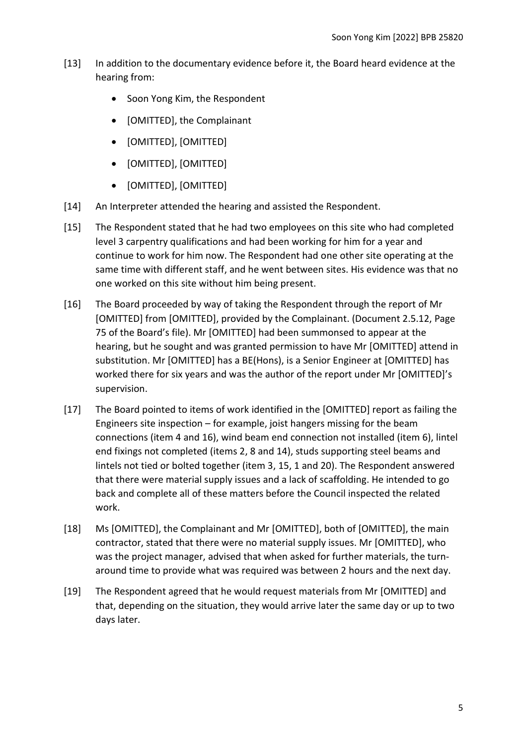[13] In addition to the documentary evidence before it, the Board heard evidence at the hearing from:

- Soon Yong Kim, the Respondent
- [OMITTED], the Complainant
- [OMITTED], [OMITTED]
- [OMITTED], [OMITTED]
- [OMITTED], [OMITTED]

[14] An Interpreter attended the hearing and assisted the Respondent.

[15] The Respondent stated that he had two employees on this site who had completed level 3 carpentry qualifications and had been working for him for a year and continue to work for him now. The Respondent had one other site operating at the same time with different staff, and he went between sites. His evidence was that no one worked on this site without him being present.

[16] The Board proceeded by way of taking the Respondent through the report of Mr [OMITTED] from [OMITTED], provided by the Complainant. (Document 2.5.12, Page 75 of the Board's file). Mr [OMITTED] had been summonsed to appear at the hearing, but he sought and was granted permission to have Mr [OMITTED] attend in substitution. Mr [OMITTED] has a BE(Hons), is a Senior Engineer at [OMITTED] has worked there for six years and was the author of the report under Mr [OMITTED]'s supervision.

[17] The Board pointed to items of work identified in the [OMITTED] report as failing the Engineers site inspection – for example, joist hangers missing for the beam connections (item 4 and 16), wind beam end connection not installed (item 6), lintel end fixings not completed (items 2, 8 and 14), studs supporting steel beams and lintels not tied or bolted together (item 3, 15, 1 and 20). The Respondent answered that there were material supply issues and a lack of scaffolding. He intended to go back and complete all of these matters before the Council inspected the related work.

[18] Ms [OMITTED], the Complainant and Mr [OMITTED], both of [OMITTED], the main contractor, stated that there were no material supply issues. Mr [OMITTED], who was the project manager, advised that when asked for further materials, the turn-around time to provide what was required was between 2 hours and the next day.

[19] The Respondent agreed that he would request materials from Mr [OMITTED] and that, depending on the situation, they would arrive later the same day or up to two days later.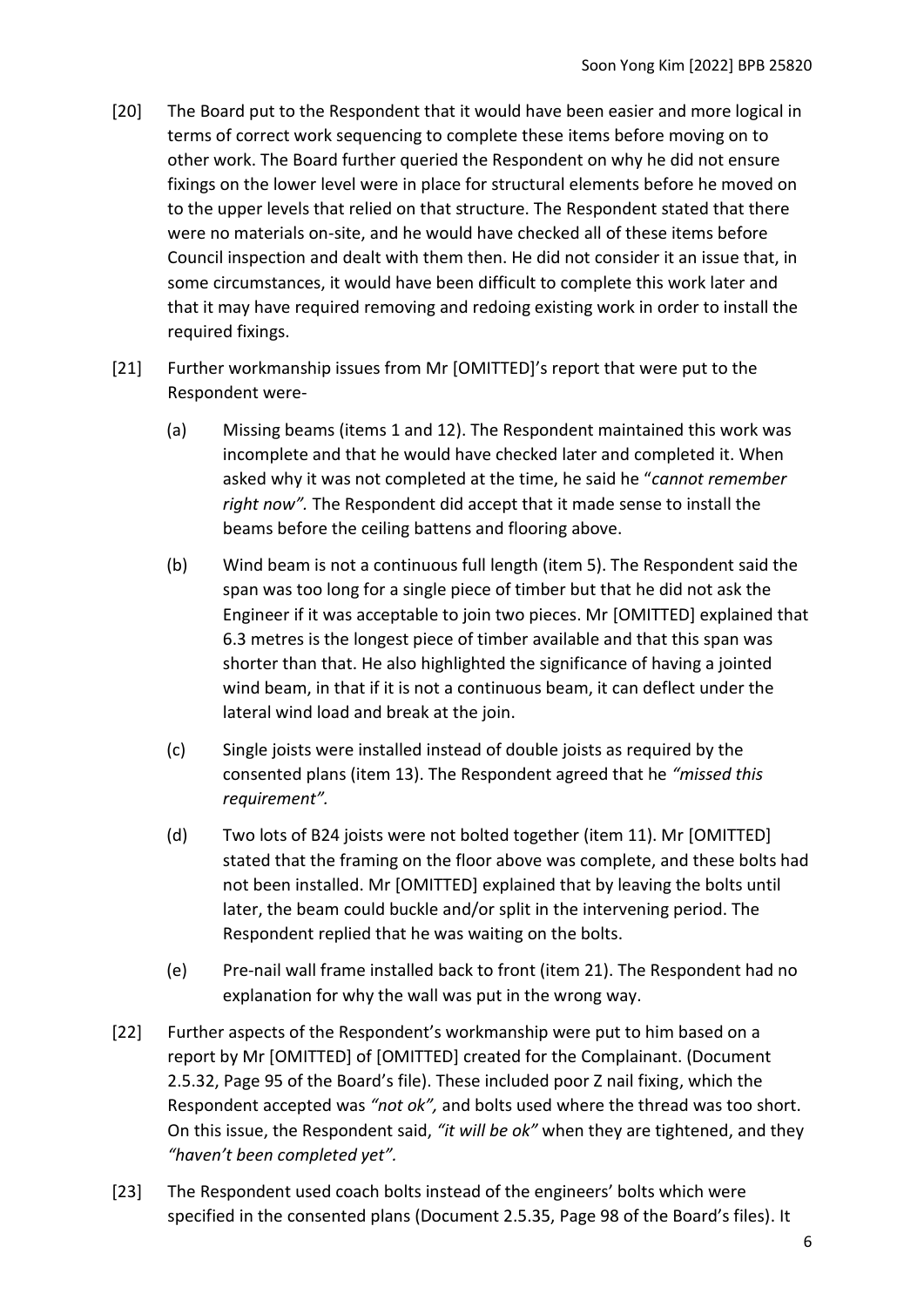[20] The Board put to the Respondent that it would have been easier and more logical in terms of correct work sequencing to complete these items before moving on to other work. The Board further queried the Respondent on why he did not ensure fixings on the lower level were in place for structural elements before he moved on to the upper levels that relied on that structure. The Respondent stated that there were no materials on-site, and he would have checked all of these items before Council inspection and dealt with them then. He did not consider it an issue that, in some circumstances, it would have been difficult to complete this work later and that it may have required removing and redoing existing work in order to install the required fixings.

[21] Further workmanship issues from Mr [OMITTED]'s report that were put to the Respondent were-

(a) Missing beams (items 1 and 12). The Respondent maintained this work was incomplete and that he would have checked later and completed it. When asked why it was not completed at the time, he said he "*cannot remember right now".* The Respondent did accept that it made sense to install the beams before the ceiling battens and flooring above.

(b) Wind beam is not a continuous full length (item 5). The Respondent said the span was too long for a single piece of timber but that he did not ask the Engineer if it was acceptable to join two pieces. Mr [OMITTED] explained that 6.3 metres is the longest piece of timber available and that this span was shorter than that. He also highlighted the significance of having a jointed wind beam, in that if it is not a continuous beam, it can deflect under the lateral wind load and break at the join.

(c) Single joists were installed instead of double joists as required by the consented plans (item 13). The Respondent agreed that he *"missed this requirement".*

(d) Two lots of B24 joists were not bolted together (item 11). Mr [OMITTED] stated that the framing on the floor above was complete, and these bolts had not been installed. Mr [OMITTED] explained that by leaving the bolts until later, the beam could buckle and/or split in the intervening period. The Respondent replied that he was waiting on the bolts.

(e) Pre-nail wall frame installed back to front (item 21). The Respondent had no explanation for why the wall was put in the wrong way.

[22] Further aspects of the Respondent's workmanship were put to him based on a report by Mr [OMITTED] of [OMITTED] created for the Complainant. (Document 2.5.32, Page 95 of the Board's file). These included poor Z nail fixing, which the Respondent accepted was *"not ok",* and bolts used where the thread was too short. On this issue, the Respondent said, *"it will be ok"* when they are tightened, and they *"haven't been completed yet".*

[23] The Respondent used coach bolts instead of the engineers' bolts which were specified in the consented plans (Document 2.5.35, Page 98 of the Board's files). It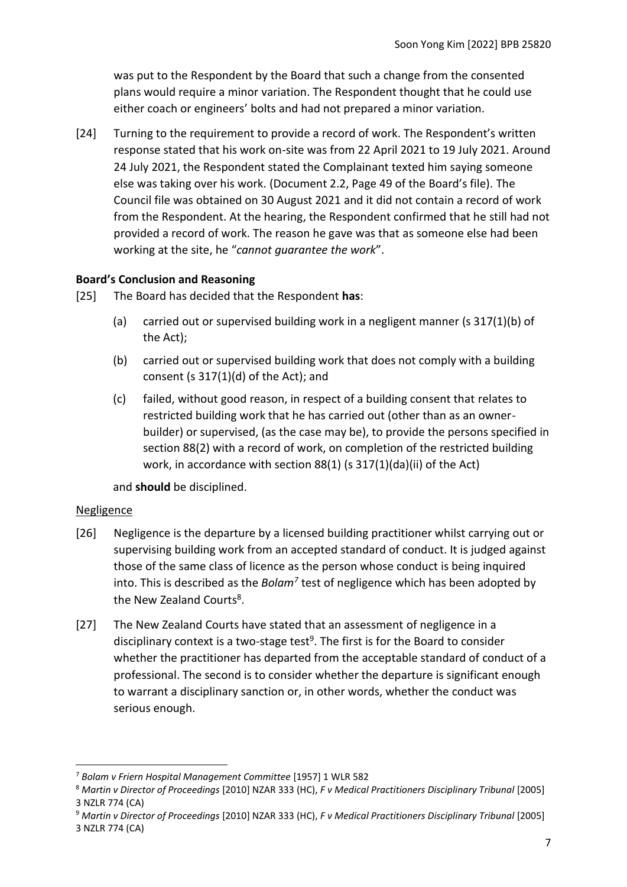was put to the Respondent by the Board that such a change from the consented plans would require a minor variation. The Respondent thought that he could use either coach or engineers' bolts and had not prepared a minor variation.

[24] Turning to the requirement to provide a record of work. The Respondent's written response stated that his work on-site was from 22 April 2021 to 19 July 2021. Around 24 July 2021, the Respondent stated the Complainant texted him saying someone else was taking over his work. (Document 2.2, Page 49 of the Board's file). The Council file was obtained on 30 August 2021 and it did not contain a record of work from the Respondent. At the hearing, the Respondent confirmed that he still had not provided a record of work. The reason he gave was that as someone else had been working at the site, he "*cannot guarantee the work*".

**Board's Conclusion and Reasoning**

[25] The Board has decided that the Respondent **has**:

(a) carried out or supervised building work in a negligent manner (s 317(1)(b) of the Act);

(b) carried out or supervised building work that does not comply with a building consent (s 317(1)(d) of the Act); and

(c) failed, without good reason, in respect of a building consent that relates to restricted building work that he has carried out (other than as an owner-builder) or supervised, (as the case may be), to provide the persons specified in section 88(2) with a record of work, on completion of the restricted building work, in accordance with section 88(1) (s 317(1)(da)(ii) of the Act)

and **should** be disciplined.

Negligence

[26] Negligence is the departure by a licensed building practitioner whilst carrying out or supervising building work from an accepted standard of conduct. It is judged against those of the same class of licence as the person whose conduct is being inquired into. This is described as the *Bolam*[7] test of negligence which has been adopted by the New Zealand Courts[8].

[27] The New Zealand Courts have stated that an assessment of negligence in a disciplinary context is a two-stage test[9]. The first is for the Board to consider whether the practitioner has departed from the acceptable standard of conduct of a professional. The second is to consider whether the departure is significant enough to warrant a disciplinary sanction or, in other words, whether the conduct was serious enough.

---

[7] *Bolam v Friern Hospital Management Committee* [1957] 1 WLR 582

[8] *Martin v Director of Proceedings* [2010] NZAR 333 (HC), *F v Medical Practitioners Disciplinary Tribunal* [2005] 3 NZLR 774 (CA)

[9] *Martin v Director of Proceedings* [2010] NZAR 333 (HC), *F v Medical Practitioners Disciplinary Tribunal* [2005] 3 NZLR 774 (CA)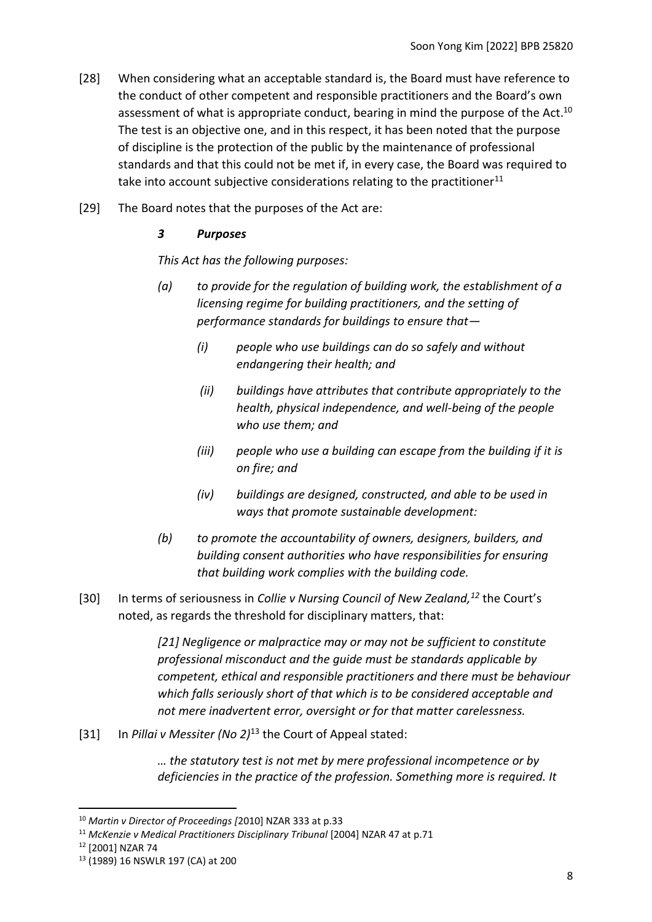[28] When considering what an acceptable standard is, the Board must have reference to the conduct of other competent and responsible practitioners and the Board's own assessment of what is appropriate conduct, bearing in mind the purpose of the Act.[10] The test is an objective one, and in this respect, it has been noted that the purpose of discipline is the protection of the public by the maintenance of professional standards and that this could not be met if, in every case, the Board was required to take into account subjective considerations relating to the practitioner[11]

[29] The Board notes that the purposes of the Act are:

> ***3 Purposes***
>
> *This Act has the following purposes:*
>
> *(a) to provide for the regulation of building work, the establishment of a licensing regime for building practitioners, and the setting of performance standards for buildings to ensure that—*
>
> > *(i) people who use buildings can do so safely and without endangering their health; and*
> >
> > *(ii) buildings have attributes that contribute appropriately to the health, physical independence, and well-being of the people who use them; and*
> >
> > *(iii) people who use a building can escape from the building if it is on fire; and*
> >
> > *(iv) buildings are designed, constructed, and able to be used in ways that promote sustainable development:*
>
> *(b) to promote the accountability of owners, designers, builders, and building consent authorities who have responsibilities for ensuring that building work complies with the building code.*

[30] In terms of seriousness in *Collie v Nursing Council of New Zealand,*[12] the Court's noted, as regards the threshold for disciplinary matters, that:

> *[21] Negligence or malpractice may or may not be sufficient to constitute professional misconduct and the guide must be standards applicable by competent, ethical and responsible practitioners and there must be behaviour which falls seriously short of that which is to be considered acceptable and not mere inadvertent error, oversight or for that matter carelessness.*

[31] In *Pillai v Messiter (No 2)*[13] the Court of Appeal stated:

> *… the statutory test is not met by mere professional incompetence or by deficiencies in the practice of the profession. Something more is required. It*

---

[10] *Martin v Director of Proceedings [*2010] NZAR 333 at p.33

[11] *McKenzie v Medical Practitioners Disciplinary Tribunal* [2004] NZAR 47 at p.71

[12] [2001] NZAR 74

[13] (1989) 16 NSWLR 197 (CA) at 200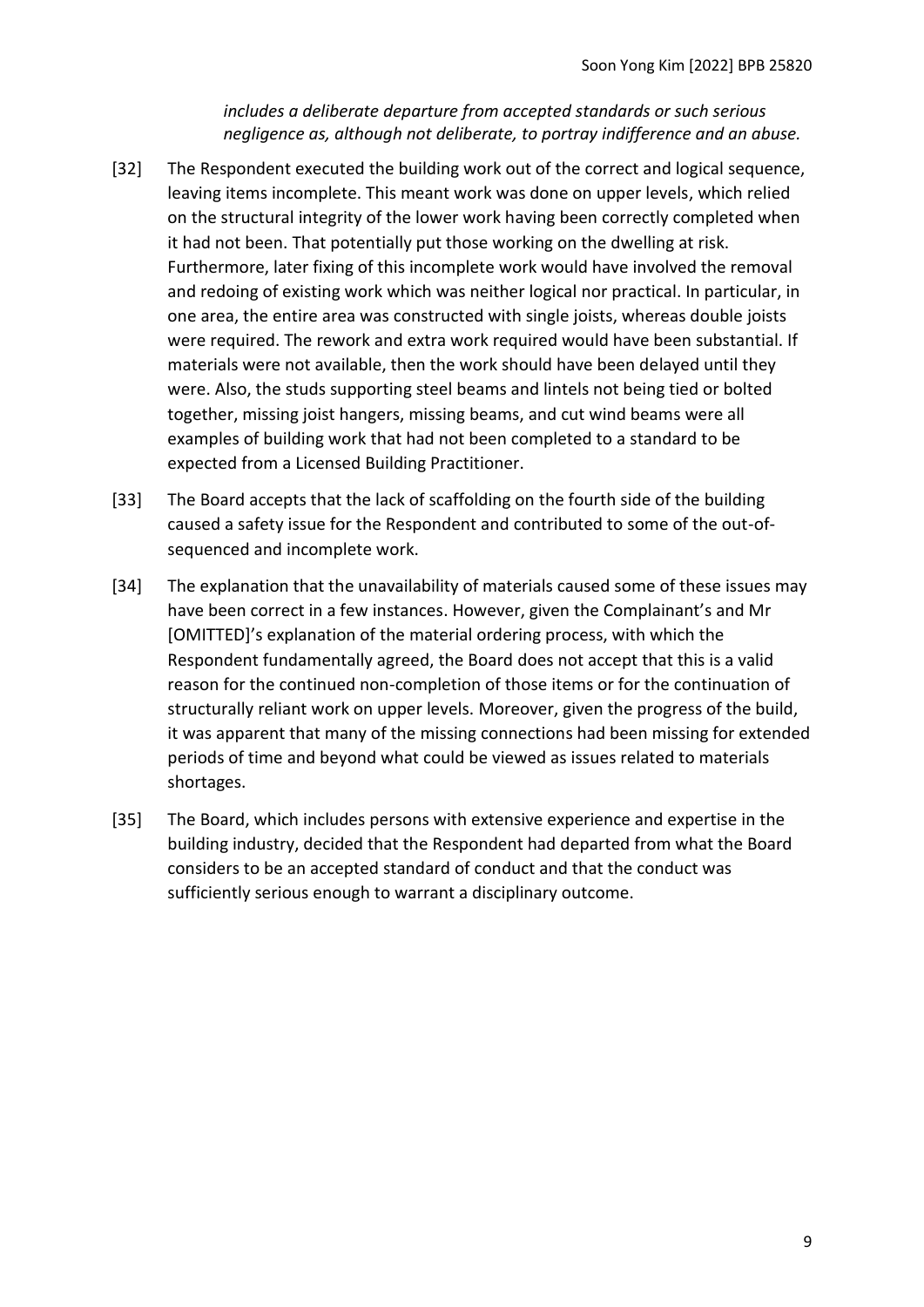> *includes a deliberate departure from accepted standards or such serious negligence as, although not deliberate, to portray indifference and an abuse.*

[32] The Respondent executed the building work out of the correct and logical sequence, leaving items incomplete. This meant work was done on upper levels, which relied on the structural integrity of the lower work having been correctly completed when it had not been. That potentially put those working on the dwelling at risk. Furthermore, later fixing of this incomplete work would have involved the removal and redoing of existing work which was neither logical nor practical. In particular, in one area, the entire area was constructed with single joists, whereas double joists were required. The rework and extra work required would have been substantial. If materials were not available, then the work should have been delayed until they were. Also, the studs supporting steel beams and lintels not being tied or bolted together, missing joist hangers, missing beams, and cut wind beams were all examples of building work that had not been completed to a standard to be expected from a Licensed Building Practitioner.

[33] The Board accepts that the lack of scaffolding on the fourth side of the building caused a safety issue for the Respondent and contributed to some of the out-of-sequenced and incomplete work.

[34] The explanation that the unavailability of materials caused some of these issues may have been correct in a few instances. However, given the Complainant's and Mr [OMITTED]'s explanation of the material ordering process, with which the Respondent fundamentally agreed, the Board does not accept that this is a valid reason for the continued non-completion of those items or for the continuation of structurally reliant work on upper levels. Moreover, given the progress of the build, it was apparent that many of the missing connections had been missing for extended periods of time and beyond what could be viewed as issues related to materials shortages.

[35] The Board, which includes persons with extensive experience and expertise in the building industry, decided that the Respondent had departed from what the Board considers to be an accepted standard of conduct and that the conduct was sufficiently serious enough to warrant a disciplinary outcome.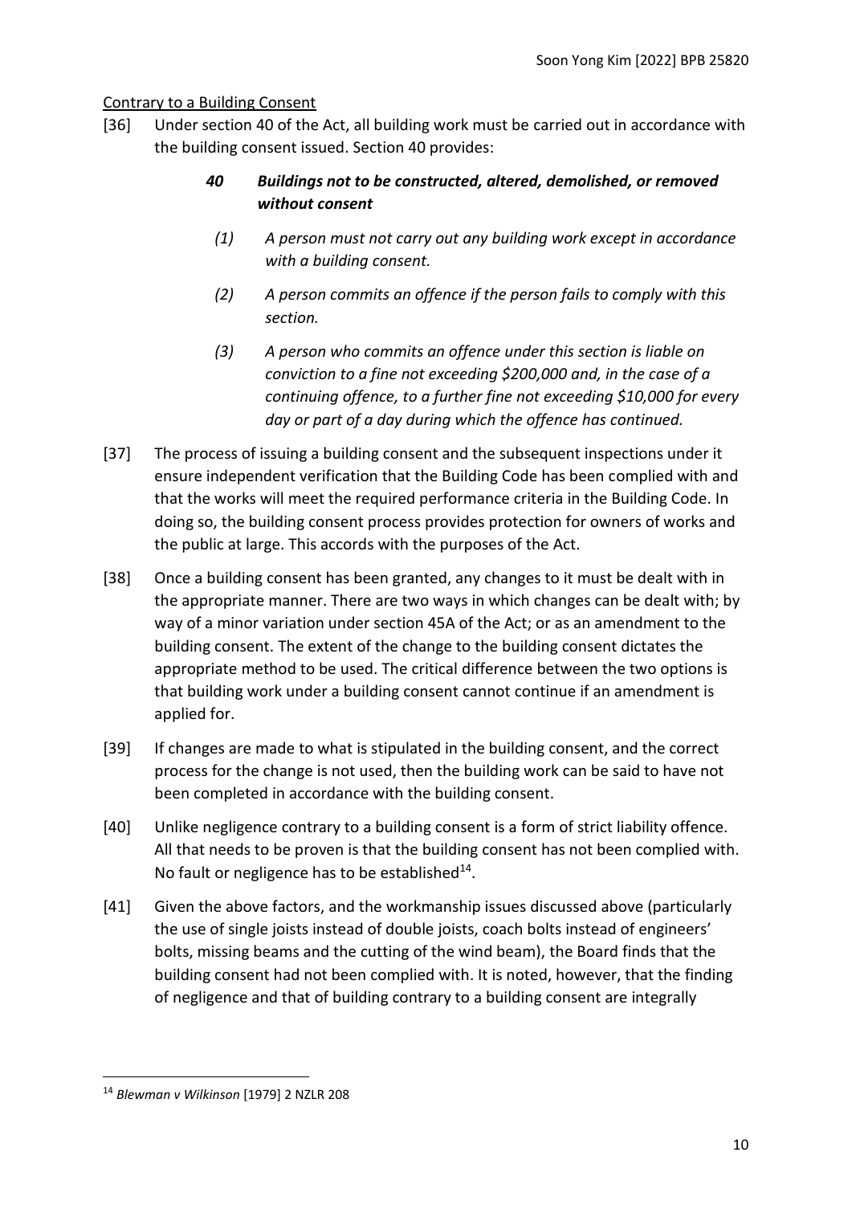<u>Contrary to a Building Consent</u>

[36] Under section 40 of the Act, all building work must be carried out in accordance with the building consent issued. Section 40 provides:

> ***40 Buildings not to be constructed, altered, demolished, or removed without consent***
>
> *(1) A person must not carry out any building work except in accordance with a building consent.*
>
> *(2) A person commits an offence if the person fails to comply with this section.*
>
> *(3) A person who commits an offence under this section is liable on conviction to a fine not exceeding $200,000 and, in the case of a continuing offence, to a further fine not exceeding $10,000 for every day or part of a day during which the offence has continued.*

[37] The process of issuing a building consent and the subsequent inspections under it ensure independent verification that the Building Code has been complied with and that the works will meet the required performance criteria in the Building Code. In doing so, the building consent process provides protection for owners of works and the public at large. This accords with the purposes of the Act.

[38] Once a building consent has been granted, any changes to it must be dealt with in the appropriate manner. There are two ways in which changes can be dealt with; by way of a minor variation under section 45A of the Act; or as an amendment to the building consent. The extent of the change to the building consent dictates the appropriate method to be used. The critical difference between the two options is that building work under a building consent cannot continue if an amendment is applied for.

[39] If changes are made to what is stipulated in the building consent, and the correct process for the change is not used, then the building work can be said to have not been completed in accordance with the building consent.

[40] Unlike negligence contrary to a building consent is a form of strict liability offence. All that needs to be proven is that the building consent has not been complied with. No fault or negligence has to be established[14].

[41] Given the above factors, and the workmanship issues discussed above (particularly the use of single joists instead of double joists, coach bolts instead of engineers' bolts, missing beams and the cutting of the wind beam), the Board finds that the building consent had not been complied with. It is noted, however, that the finding of negligence and that of building contrary to a building consent are integrally

[14] *Blewman v Wilkinson* [1979] 2 NZLR 208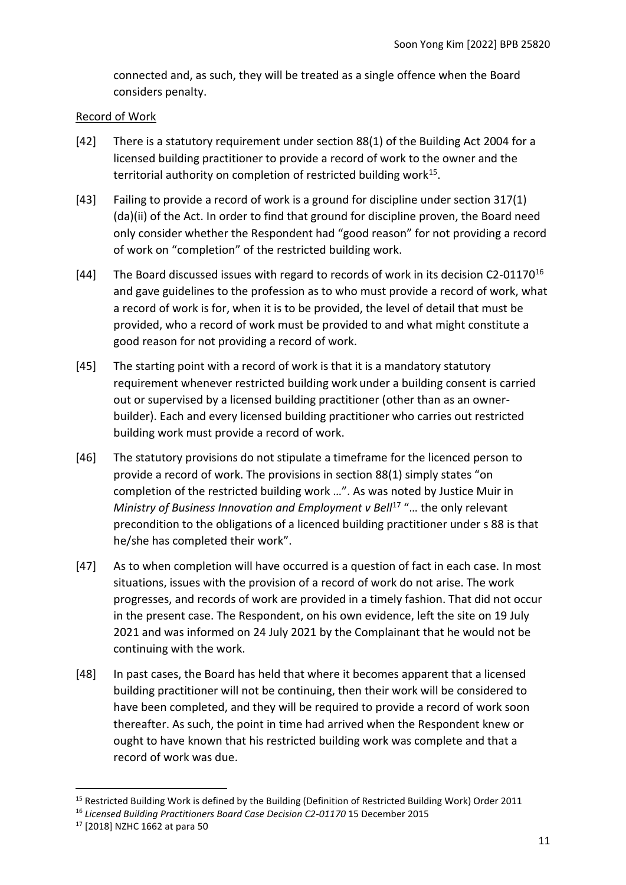connected and, as such, they will be treated as a single offence when the Board considers penalty.

Record of Work

[42] There is a statutory requirement under section 88(1) of the Building Act 2004 for a licensed building practitioner to provide a record of work to the owner and the territorial authority on completion of restricted building work[15].

[43] Failing to provide a record of work is a ground for discipline under section 317(1)(da)(ii) of the Act. In order to find that ground for discipline proven, the Board need only consider whether the Respondent had "good reason" for not providing a record of work on "completion" of the restricted building work.

[44] The Board discussed issues with regard to records of work in its decision C2-01170[16] and gave guidelines to the profession as to who must provide a record of work, what a record of work is for, when it is to be provided, the level of detail that must be provided, who a record of work must be provided to and what might constitute a good reason for not providing a record of work.

[45] The starting point with a record of work is that it is a mandatory statutory requirement whenever restricted building work under a building consent is carried out or supervised by a licensed building practitioner (other than as an owner-builder). Each and every licensed building practitioner who carries out restricted building work must provide a record of work.

[46] The statutory provisions do not stipulate a timeframe for the licenced person to provide a record of work. The provisions in section 88(1) simply states "on completion of the restricted building work …". As was noted by Justice Muir in *Ministry of Business Innovation and Employment v Bell*[17] "… the only relevant precondition to the obligations of a licenced building practitioner under s 88 is that he/she has completed their work".

[47] As to when completion will have occurred is a question of fact in each case. In most situations, issues with the provision of a record of work do not arise. The work progresses, and records of work are provided in a timely fashion. That did not occur in the present case. The Respondent, on his own evidence, left the site on 19 July 2021 and was informed on 24 July 2021 by the Complainant that he would not be continuing with the work.

[48] In past cases, the Board has held that where it becomes apparent that a licensed building practitioner will not be continuing, then their work will be considered to have been completed, and they will be required to provide a record of work soon thereafter. As such, the point in time had arrived when the Respondent knew or ought to have known that his restricted building work was complete and that a record of work was due.

---

[15] Restricted Building Work is defined by the Building (Definition of Restricted Building Work) Order 2011

[16] *Licensed Building Practitioners Board Case Decision C2-01170* 15 December 2015

[17] [2018] NZHC 1662 at para 50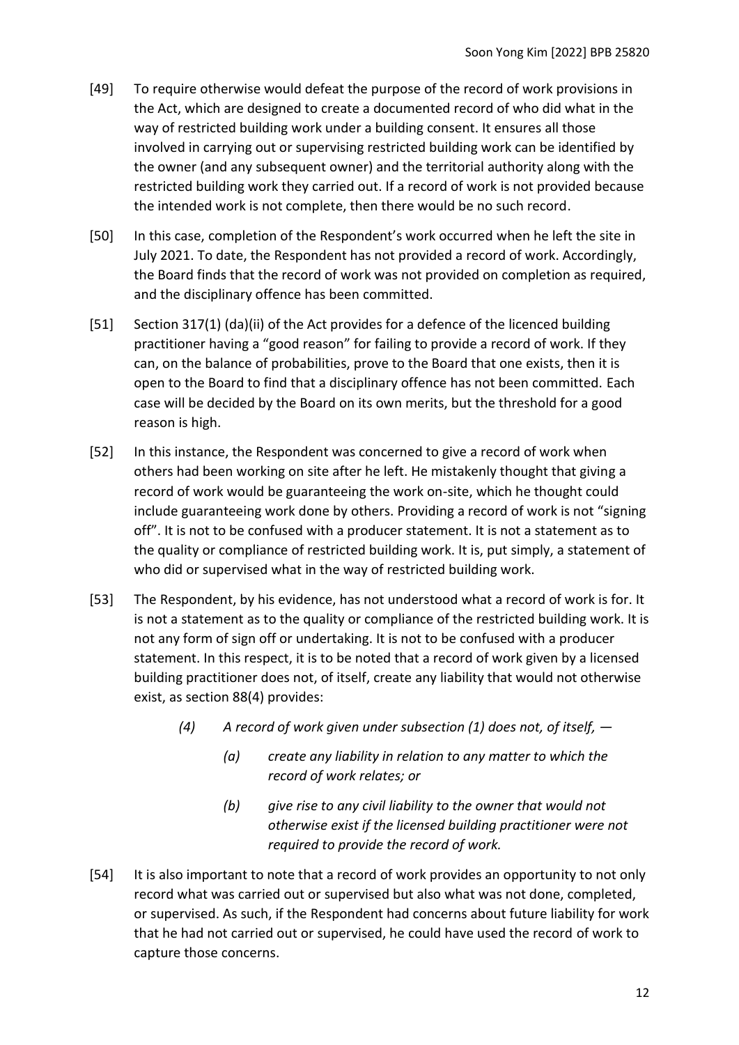[49] To require otherwise would defeat the purpose of the record of work provisions in the Act, which are designed to create a documented record of who did what in the way of restricted building work under a building consent. It ensures all those involved in carrying out or supervising restricted building work can be identified by the owner (and any subsequent owner) and the territorial authority along with the restricted building work they carried out. If a record of work is not provided because the intended work is not complete, then there would be no such record.

[50] In this case, completion of the Respondent's work occurred when he left the site in July 2021. To date, the Respondent has not provided a record of work. Accordingly, the Board finds that the record of work was not provided on completion as required, and the disciplinary offence has been committed.

[51] Section 317(1) (da)(ii) of the Act provides for a defence of the licenced building practitioner having a "good reason" for failing to provide a record of work. If they can, on the balance of probabilities, prove to the Board that one exists, then it is open to the Board to find that a disciplinary offence has not been committed. Each case will be decided by the Board on its own merits, but the threshold for a good reason is high.

[52] In this instance, the Respondent was concerned to give a record of work when others had been working on site after he left. He mistakenly thought that giving a record of work would be guaranteeing the work on-site, which he thought could include guaranteeing work done by others. Providing a record of work is not "signing off". It is not to be confused with a producer statement. It is not a statement as to the quality or compliance of restricted building work. It is, put simply, a statement of who did or supervised what in the way of restricted building work.

[53] The Respondent, by his evidence, has not understood what a record of work is for. It is not a statement as to the quality or compliance of the restricted building work. It is not any form of sign off or undertaking. It is not to be confused with a producer statement. In this respect, it is to be noted that a record of work given by a licensed building practitioner does not, of itself, create any liability that would not otherwise exist, as section 88(4) provides:

> *(4) A record of work given under subsection (1) does not, of itself, —*
>
> > *(a) create any liability in relation to any matter to which the record of work relates; or*
> >
> > *(b) give rise to any civil liability to the owner that would not otherwise exist if the licensed building practitioner were not required to provide the record of work.*

[54] It is also important to note that a record of work provides an opportunity to not only record what was carried out or supervised but also what was not done, completed, or supervised. As such, if the Respondent had concerns about future liability for work that he had not carried out or supervised, he could have used the record of work to capture those concerns.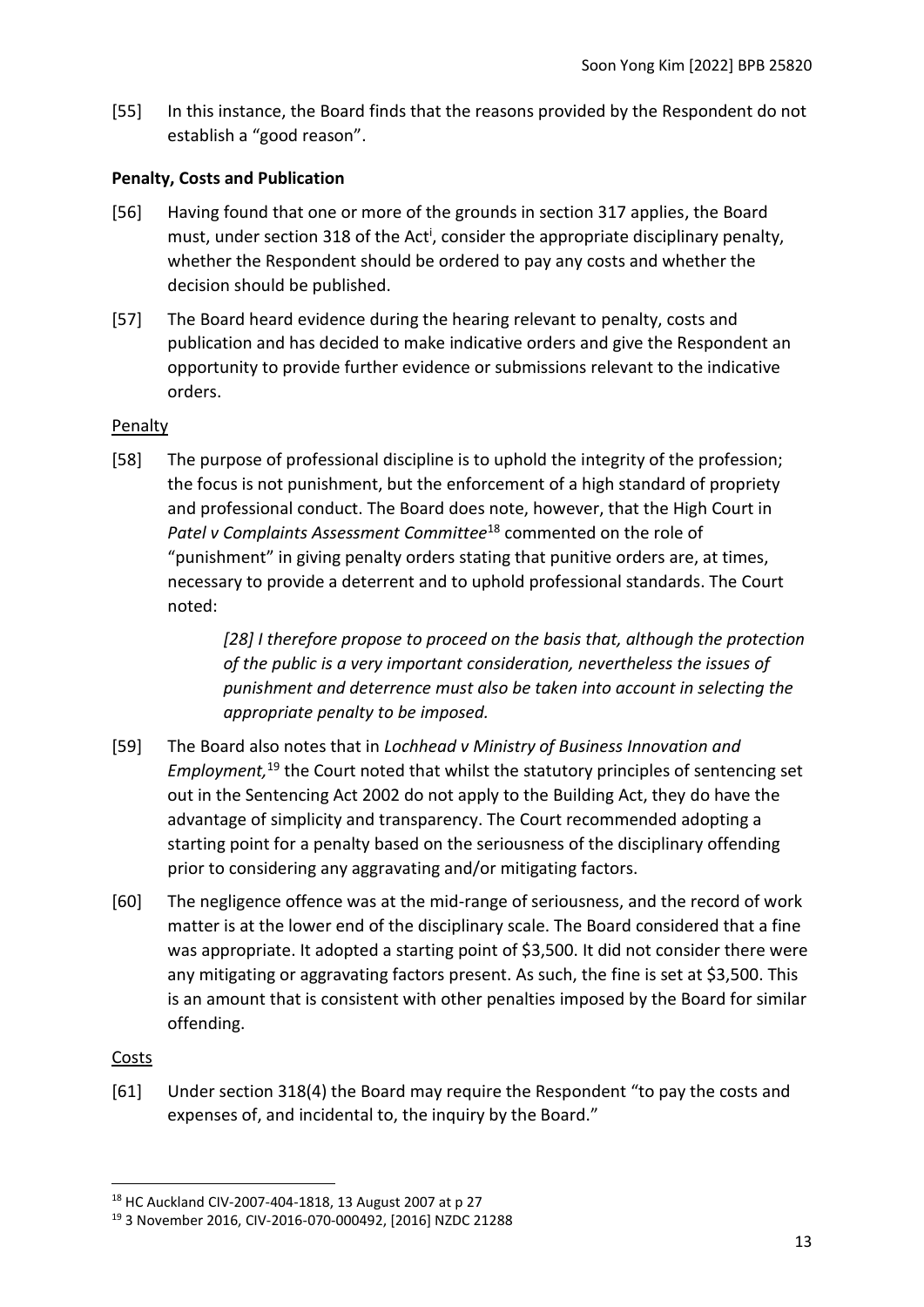[55] In this instance, the Board finds that the reasons provided by the Respondent do not establish a "good reason".

**Penalty, Costs and Publication**

[56] Having found that one or more of the grounds in section 317 applies, the Board must, under section 318 of the Act[i], consider the appropriate disciplinary penalty, whether the Respondent should be ordered to pay any costs and whether the decision should be published.

[57] The Board heard evidence during the hearing relevant to penalty, costs and publication and has decided to make indicative orders and give the Respondent an opportunity to provide further evidence or submissions relevant to the indicative orders.

Penalty

[58] The purpose of professional discipline is to uphold the integrity of the profession; the focus is not punishment, but the enforcement of a high standard of propriety and professional conduct. The Board does note, however, that the High Court in *Patel v Complaints Assessment Committee*[18] commented on the role of "punishment" in giving penalty orders stating that punitive orders are, at times, necessary to provide a deterrent and to uphold professional standards. The Court noted:

> *[28] I therefore propose to proceed on the basis that, although the protection of the public is a very important consideration, nevertheless the issues of punishment and deterrence must also be taken into account in selecting the appropriate penalty to be imposed.*

[59] The Board also notes that in *Lochhead v Ministry of Business Innovation and Employment,*[19] the Court noted that whilst the statutory principles of sentencing set out in the Sentencing Act 2002 do not apply to the Building Act, they do have the advantage of simplicity and transparency. The Court recommended adopting a starting point for a penalty based on the seriousness of the disciplinary offending prior to considering any aggravating and/or mitigating factors.

[60] The negligence offence was at the mid-range of seriousness, and the record of work matter is at the lower end of the disciplinary scale. The Board considered that a fine was appropriate. It adopted a starting point of $3,500. It did not consider there were any mitigating or aggravating factors present. As such, the fine is set at $3,500. This is an amount that is consistent with other penalties imposed by the Board for similar offending.

Costs

[61] Under section 318(4) the Board may require the Respondent "to pay the costs and expenses of, and incidental to, the inquiry by the Board."

---

[18] HC Auckland CIV-2007-404-1818, 13 August 2007 at p 27

[19] 3 November 2016, CIV-2016-070-000492, [2016] NZDC 21288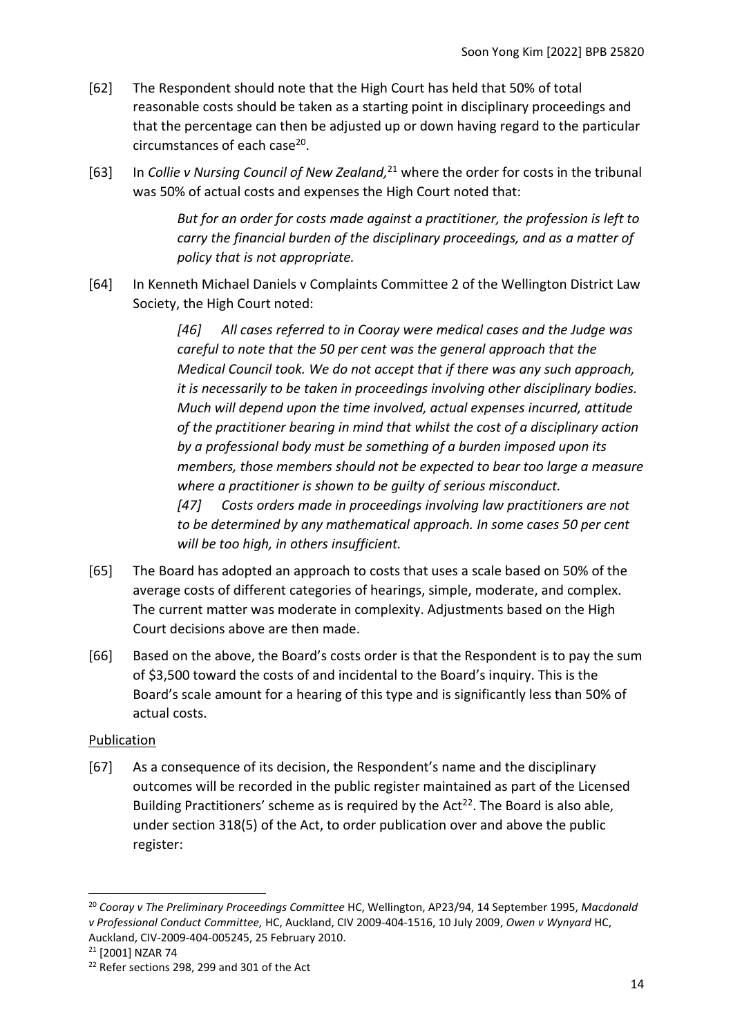[62] The Respondent should note that the High Court has held that 50% of total reasonable costs should be taken as a starting point in disciplinary proceedings and that the percentage can then be adjusted up or down having regard to the particular circumstances of each case[20].

[63] In *Collie v Nursing Council of New Zealand,*[21] where the order for costs in the tribunal was 50% of actual costs and expenses the High Court noted that:

> *But for an order for costs made against a practitioner, the profession is left to carry the financial burden of the disciplinary proceedings, and as a matter of policy that is not appropriate.*

[64] In Kenneth Michael Daniels v Complaints Committee 2 of the Wellington District Law Society, the High Court noted:

> *[46] All cases referred to in Cooray were medical cases and the Judge was careful to note that the 50 per cent was the general approach that the Medical Council took. We do not accept that if there was any such approach, it is necessarily to be taken in proceedings involving other disciplinary bodies. Much will depend upon the time involved, actual expenses incurred, attitude of the practitioner bearing in mind that whilst the cost of a disciplinary action by a professional body must be something of a burden imposed upon its members, those members should not be expected to bear too large a measure where a practitioner is shown to be guilty of serious misconduct.*
>
> *[47] Costs orders made in proceedings involving law practitioners are not to be determined by any mathematical approach. In some cases 50 per cent will be too high, in others insufficient.*

[65] The Board has adopted an approach to costs that uses a scale based on 50% of the average costs of different categories of hearings, simple, moderate, and complex. The current matter was moderate in complexity. Adjustments based on the High Court decisions above are then made.

[66] Based on the above, the Board's costs order is that the Respondent is to pay the sum of $3,500 toward the costs of and incidental to the Board's inquiry. This is the Board's scale amount for a hearing of this type and is significantly less than 50% of actual costs.

<u>Publication</u>

[67] As a consequence of its decision, the Respondent's name and the disciplinary outcomes will be recorded in the public register maintained as part of the Licensed Building Practitioners' scheme as is required by the Act[22]. The Board is also able, under section 318(5) of the Act, to order publication over and above the public register:

---

[20] *Cooray v The Preliminary Proceedings Committee* HC, Wellington, AP23/94, 14 September 1995, *Macdonald v Professional Conduct Committee,* HC, Auckland, CIV 2009-404-1516, 10 July 2009, *Owen v Wynyard* HC, Auckland, CIV-2009-404-005245, 25 February 2010.

[21] [2001] NZAR 74

[22] Refer sections 298, 299 and 301 of the Act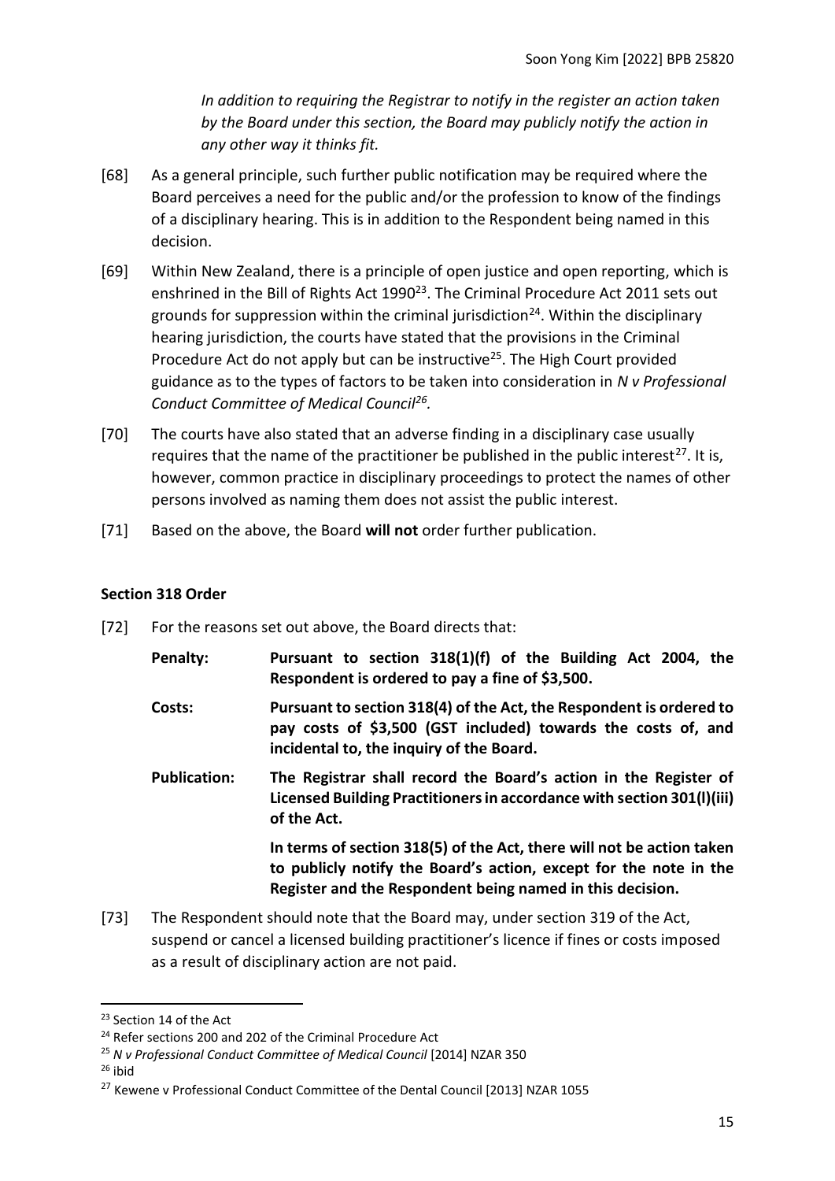*In addition to requiring the Registrar to notify in the register an action taken by the Board under this section, the Board may publicly notify the action in any other way it thinks fit.*

[68] As a general principle, such further public notification may be required where the Board perceives a need for the public and/or the profession to know of the findings of a disciplinary hearing. This is in addition to the Respondent being named in this decision.

[69] Within New Zealand, there is a principle of open justice and open reporting, which is enshrined in the Bill of Rights Act 1990[23]. The Criminal Procedure Act 2011 sets out grounds for suppression within the criminal jurisdiction[24]. Within the disciplinary hearing jurisdiction, the courts have stated that the provisions in the Criminal Procedure Act do not apply but can be instructive[25]. The High Court provided guidance as to the types of factors to be taken into consideration in *N v Professional Conduct Committee of Medical Council[26].*

[70] The courts have also stated that an adverse finding in a disciplinary case usually requires that the name of the practitioner be published in the public interest[27]. It is, however, common practice in disciplinary proceedings to protect the names of other persons involved as naming them does not assist the public interest.

[71] Based on the above, the Board **will not** order further publication.

### Section 318 Order

[72] For the reasons set out above, the Board directs that:

**Penalty:** **Pursuant to section 318(1)(f) of the Building Act 2004, the Respondent is ordered to pay a fine of $3,500.**

**Costs:** **Pursuant to section 318(4) of the Act, the Respondent is ordered to pay costs of $3,500 (GST included) towards the costs of, and incidental to, the inquiry of the Board.**

**Publication:** **The Registrar shall record the Board's action in the Register of Licensed Building Practitioners in accordance with section 301(l)(iii) of the Act.**

**In terms of section 318(5) of the Act, there will not be action taken to publicly notify the Board's action, except for the note in the Register and the Respondent being named in this decision.**

[73] The Respondent should note that the Board may, under section 319 of the Act, suspend or cancel a licensed building practitioner's licence if fines or costs imposed as a result of disciplinary action are not paid.

---

[23] Section 14 of the Act

[24] Refer sections 200 and 202 of the Criminal Procedure Act

[25] *N v Professional Conduct Committee of Medical Council* [2014] NZAR 350

[26] ibid

[27] Kewene v Professional Conduct Committee of the Dental Council [2013] NZAR 1055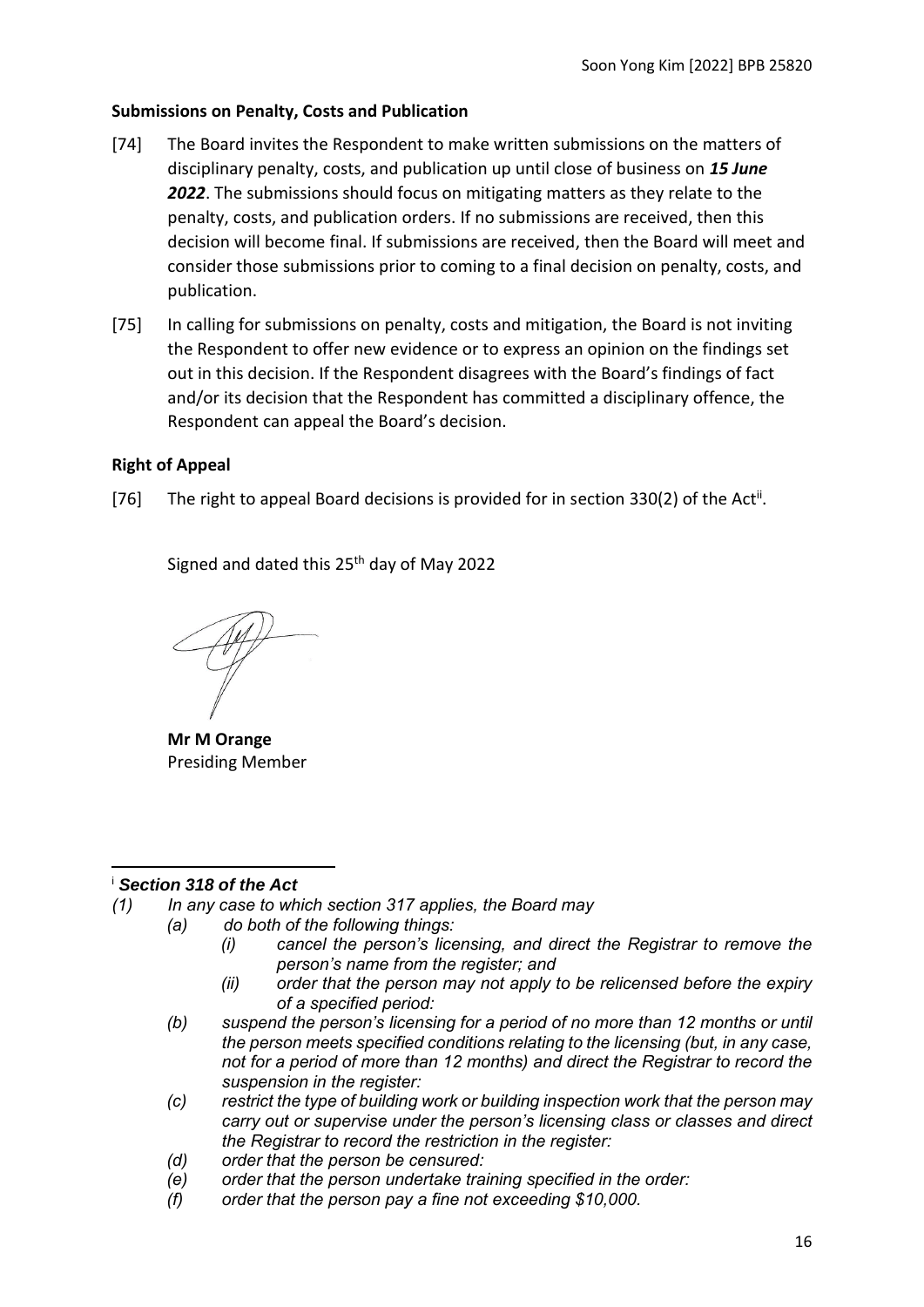### Submissions on Penalty, Costs and Publication

[74] The Board invites the Respondent to make written submissions on the matters of disciplinary penalty, costs, and publication up until close of business on ***15 June 2022***. The submissions should focus on mitigating matters as they relate to the penalty, costs, and publication orders. If no submissions are received, then this decision will become final. If submissions are received, then the Board will meet and consider those submissions prior to coming to a final decision on penalty, costs, and publication.

[75] In calling for submissions on penalty, costs and mitigation, the Board is not inviting the Respondent to offer new evidence or to express an opinion on the findings set out in this decision. If the Respondent disagrees with the Board's findings of fact and/or its decision that the Respondent has committed a disciplinary offence, the Respondent can appeal the Board's decision.

### Right of Appeal

[76] The right to appeal Board decisions is provided for in section 330(2) of the Act[ii].

Signed and dated this 25th day of May 2022

**Mr M Orange**
Presiding Member

---

[i] ***Section 318 of the Act***

*(1) In any case to which section 317 applies, the Board may*

*(a) do both of the following things:*

*(i) cancel the person's licensing, and direct the Registrar to remove the person's name from the register; and*

*(ii) order that the person may not apply to be relicensed before the expiry of a specified period:*

*(b) suspend the person's licensing for a period of no more than 12 months or until the person meets specified conditions relating to the licensing (but, in any case, not for a period of more than 12 months) and direct the Registrar to record the suspension in the register:*

*(c) restrict the type of building work or building inspection work that the person may carry out or supervise under the person's licensing class or classes and direct the Registrar to record the restriction in the register:*

*(d) order that the person be censured:*

*(e) order that the person undertake training specified in the order:*

*(f) order that the person pay a fine not exceeding $10,000.*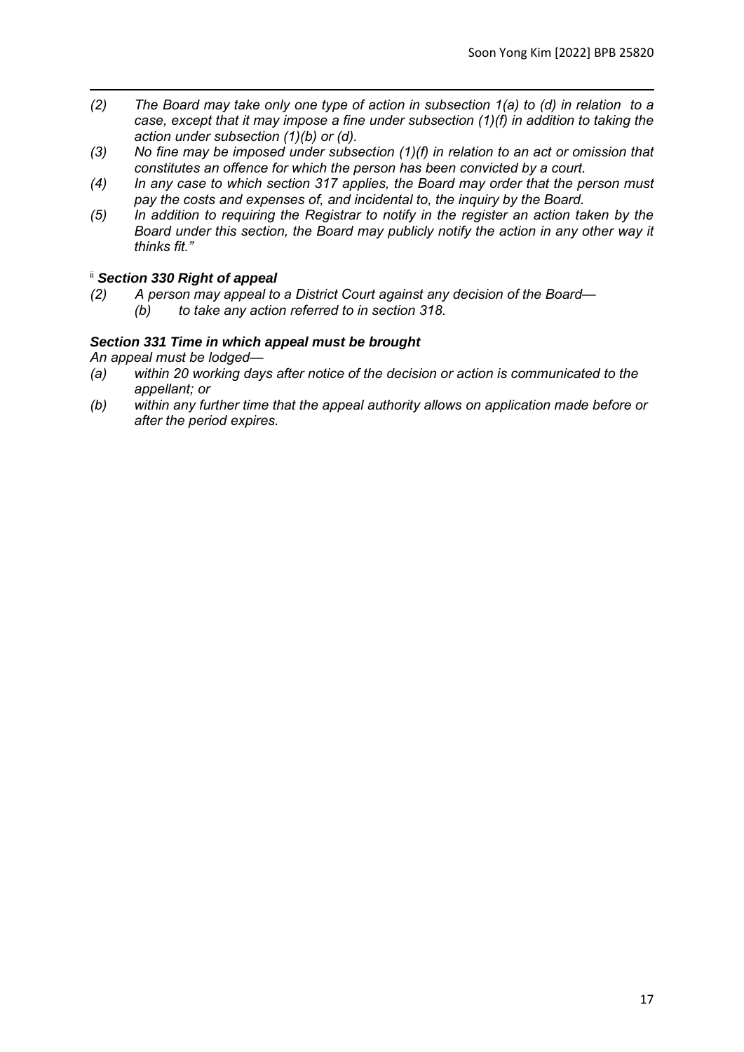*(2) The Board may take only one type of action in subsection 1(a) to (d) in relation to a case, except that it may impose a fine under subsection (1)(f) in addition to taking the action under subsection (1)(b) or (d).*

*(3) No fine may be imposed under subsection (1)(f) in relation to an act or omission that constitutes an offence for which the person has been convicted by a court.*

*(4) In any case to which section 317 applies, the Board may order that the person must pay the costs and expenses of, and incidental to, the inquiry by the Board.*

*(5) In addition to requiring the Registrar to notify in the register an action taken by the Board under this section, the Board may publicly notify the action in any other way it thinks fit."*

[ii] ***Section 330 Right of appeal***

*(2) A person may appeal to a District Court against any decision of the Board—*

*(b) to take any action referred to in section 318.*

***Section 331 Time in which appeal must be brought***

*An appeal must be lodged—*

*(a) within 20 working days after notice of the decision or action is communicated to the appellant; or*

*(b) within any further time that the appeal authority allows on application made before or after the period expires.*